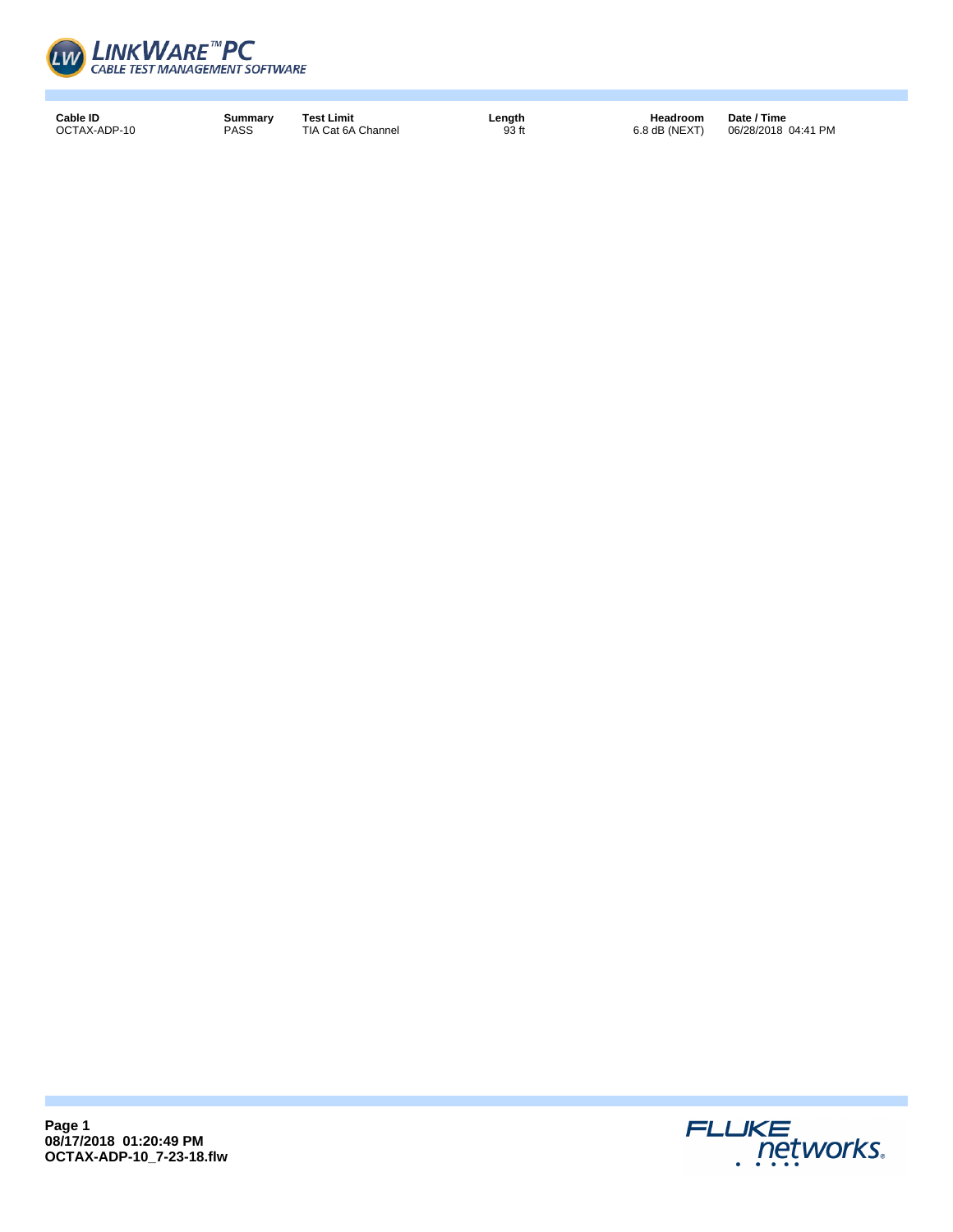| Cable ID | Summary | Test Limit | Length | Headroom | Date / Time |
| --- | --- | --- | --- | --- | --- |
| OCTAX-ADP-10 | PASS | TIA Cat 6A Channel | 93 ft | 6.8 dB (NEXT) | 06/28/2018 04:41 PM |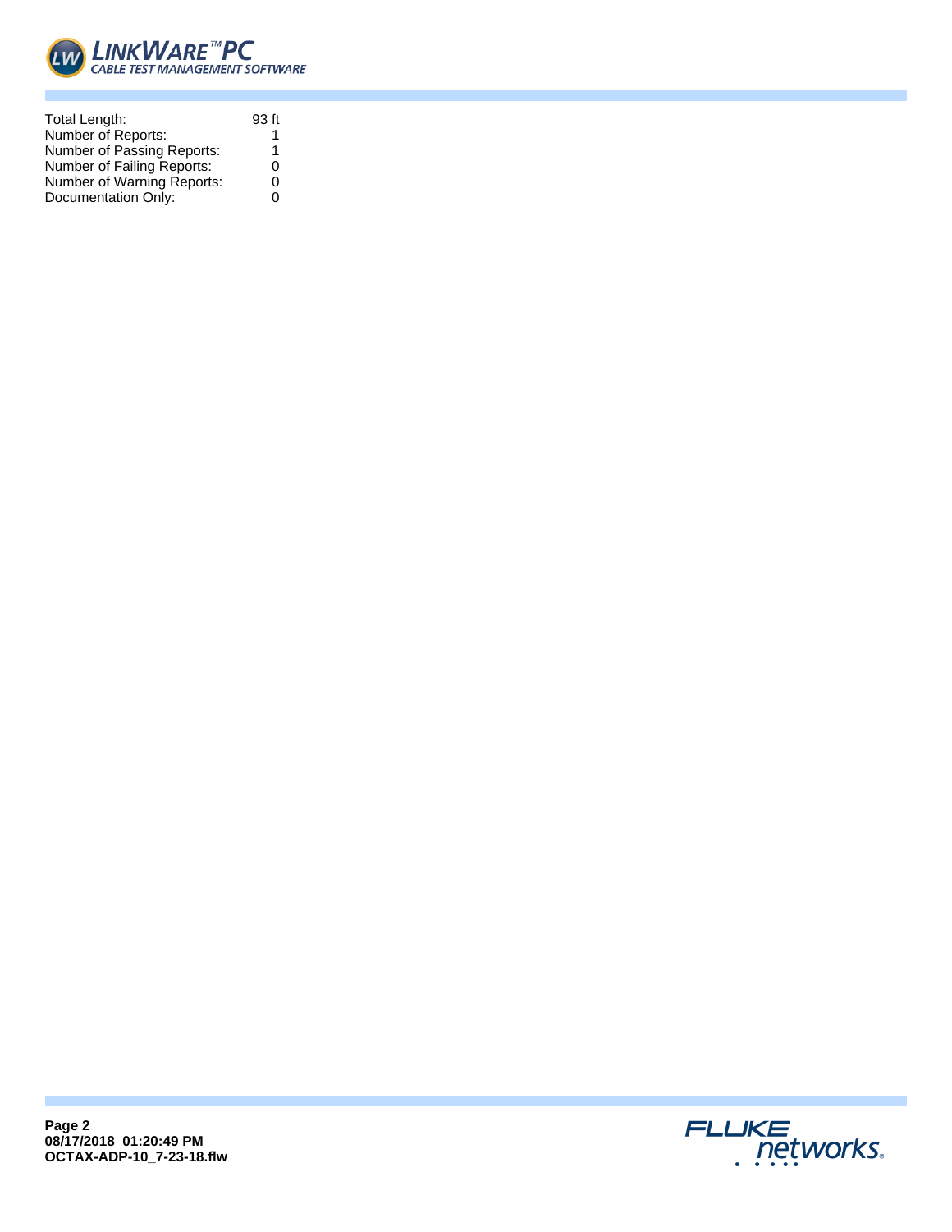| | |
|---|---|
| Total Length: | 93 ft |
| Number of Reports: | 1 |
| Number of Passing Reports: | 1 |
| Number of Failing Reports: | 0 |
| Number of Warning Reports: | 0 |
| Documentation Only: | 0 |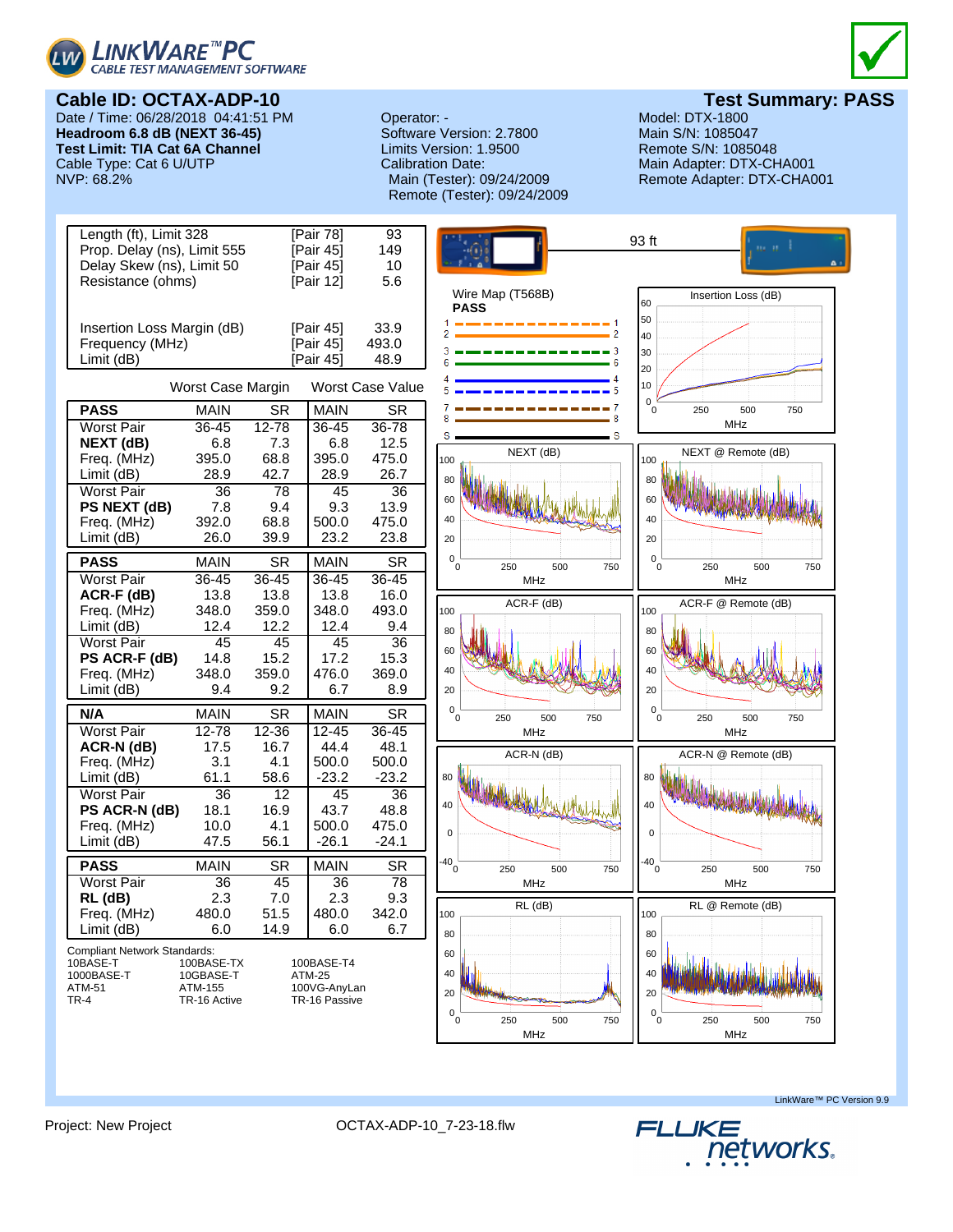# LinkWare™ PC
CABLE TEST MANAGEMENT SOFTWARE

## Cable ID: OCTAX-ADP-10

## Test Summary: PASS

Date / Time: 06/28/2018 04:41:51 PM
**Headroom 6.8 dB (NEXT 36-45)**
**Test Limit: TIA Cat 6A Channel**
Cable Type: Cat 6 U/UTP
NVP: 68.2%

Operator: -
Software Version: 2.7800
Limits Version: 1.9500
Calibration Date:
Main (Tester): 09/24/2009
Remote (Tester): 09/24/2009

Model: DTX-1800
Main S/N: 1085047
Remote S/N: 1085048
Main Adapter: DTX-CHA001
Remote Adapter: DTX-CHA001

| | | |
|---|---|---|
| Length (ft), Limit 328 | [Pair 78] | 93 |
| Prop. Delay (ns), Limit 555 | [Pair 45] | 149 |
| Delay Skew (ns), Limit 50 | [Pair 45] | 10 |
| Resistance (ohms) | [Pair 12] | 5.6 |
| Insertion Loss Margin (dB) | [Pair 45] | 33.9 |
| Frequency (MHz) | [Pair 45] | 493.0 |
| Limit (dB) | [Pair 45] | 48.9 |

| | Worst Case Margin | | Worst Case Value | |
|---|---|---|---|---|
| **PASS** | MAIN | SR | MAIN | SR |
| Worst Pair | 36-45 | 12-78 | 36-45 | 36-78 |
| **NEXT (dB)** | 6.8 | 7.3 | 6.8 | 12.5 |
| Freq. (MHz) | 395.0 | 68.8 | 395.0 | 475.0 |
| Limit (dB) | 28.9 | 42.7 | 28.9 | 26.7 |
| Worst Pair | 36 | 78 | 45 | 36 |
| **PS NEXT (dB)** | 7.8 | 9.4 | 9.3 | 13.9 |
| Freq. (MHz) | 392.0 | 68.8 | 500.0 | 475.0 |
| Limit (dB) | 26.0 | 39.9 | 23.2 | 23.8 |
| **PASS** | MAIN | SR | MAIN | SR |
| Worst Pair | 36-45 | 36-45 | 36-45 | 36-45 |
| **ACR-F (dB)** | 13.8 | 13.8 | 13.8 | 16.0 |
| Freq. (MHz) | 348.0 | 359.0 | 348.0 | 493.0 |
| Limit (dB) | 12.4 | 12.2 | 12.4 | 9.4 |
| Worst Pair | 45 | 45 | 45 | 36 |
| **PS ACR-F (dB)** | 14.8 | 15.2 | 17.2 | 15.3 |
| Freq. (MHz) | 348.0 | 359.0 | 476.0 | 369.0 |
| Limit (dB) | 9.4 | 9.2 | 6.7 | 8.9 |
| **N/A** | MAIN | SR | MAIN | SR |
| Worst Pair | 12-78 | 12-36 | 12-45 | 36-45 |
| **ACR-N (dB)** | 17.5 | 16.7 | 44.4 | 48.1 |
| Freq. (MHz) | 3.1 | 4.1 | 500.0 | 500.0 |
| Limit (dB) | 61.1 | 58.6 | -23.2 | -23.2 |
| Worst Pair | 36 | 12 | 45 | 36 |
| **PS ACR-N (dB)** | 18.1 | 16.9 | 43.7 | 48.8 |
| Freq. (MHz) | 10.0 | 4.1 | 500.0 | 475.0 |
| Limit (dB) | 47.5 | 56.1 | -26.1 | -24.1 |
| **PASS** | MAIN | SR | MAIN | SR |
| Worst Pair | 36 | 45 | 36 | 78 |
| **RL (dB)** | 2.3 | 7.0 | 2.3 | 9.3 |
| Freq. (MHz) | 480.0 | 51.5 | 480.0 | 342.0 |
| Limit (dB) | 6.0 | 14.9 | 6.0 | 6.7 |

Compliant Network Standards:

| | | |
|---|---|---|
| 10BASE-T | 100BASE-TX | 100BASE-T4 |
| 1000BASE-T | 10GBASE-T | ATM-25 |
| ATM-51 | ATM-155 | 100VG-AnyLan |
| TR-4 | TR-16 Active | TR-16 Passive |

93 ft

Wire Map (T568B)
**PASS**

Insertion Loss (dB)

NEXT (dB)

NEXT @ Remote (dB)

ACR-F (dB)

ACR-F @ Remote (dB)

ACR-N (dB)

ACR-N @ Remote (dB)

RL (dB)

RL @ Remote (dB)

MHz

LinkWare™ PC Version 9.9

Project: New Project

OCTAX-ADP-10_7-23-18.flw